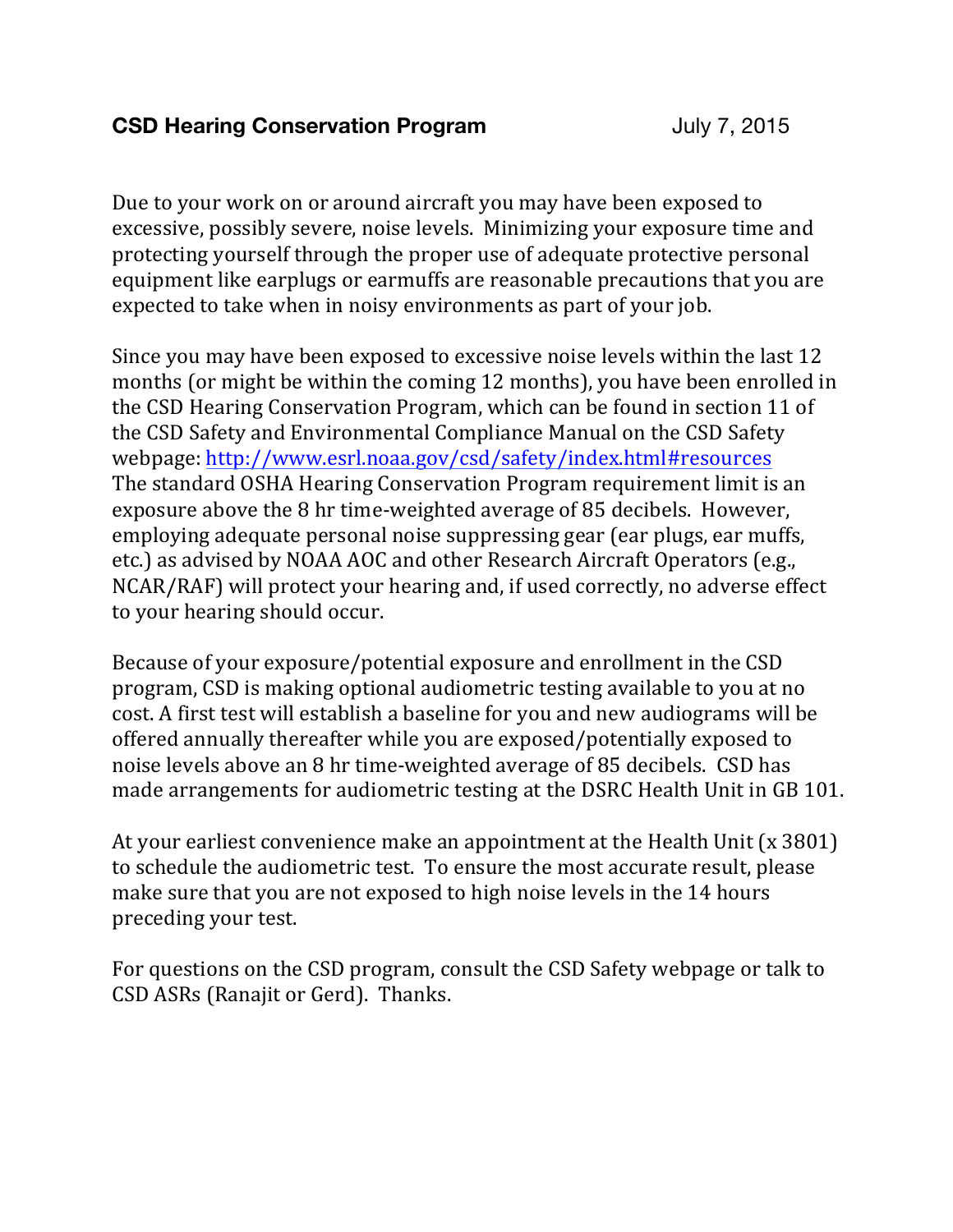**CSD Hearing Conservation Program** July 7, 2015

Due to your work on or around aircraft you may have been exposed to excessive, possibly severe, noise levels. Minimizing your exposure time and protecting yourself through the proper use of adequate protective personal equipment like earplugs or earmuffs are reasonable precautions that you are expected to take when in noisy environments as part of your job.

Since you may have been exposed to excessive noise levels within the last 12 months (or might be within the coming 12 months), you have been enrolled in the CSD Hearing Conservation Program, which can be found in section 11 of the CSD Safety and Environmental Compliance Manual on the CSD Safety webpage: http://www.esrl.noaa.gov/csd/safety/index.html#resources
The standard OSHA Hearing Conservation Program requirement limit is an exposure above the 8 hr time-weighted average of 85 decibels. However, employing adequate personal noise suppressing gear (ear plugs, ear muffs, etc.) as advised by NOAA AOC and other Research Aircraft Operators (e.g., NCAR/RAF) will protect your hearing and, if used correctly, no adverse effect to your hearing should occur.

Because of your exposure/potential exposure and enrollment in the CSD program, CSD is making optional audiometric testing available to you at no cost. A first test will establish a baseline for you and new audiograms will be offered annually thereafter while you are exposed/potentially exposed to noise levels above an 8 hr time-weighted average of 85 decibels. CSD has made arrangements for audiometric testing at the DSRC Health Unit in GB 101.

At your earliest convenience make an appointment at the Health Unit (x 3801) to schedule the audiometric test. To ensure the most accurate result, please make sure that you are not exposed to high noise levels in the 14 hours preceding your test.

For questions on the CSD program, consult the CSD Safety webpage or talk to CSD ASRs (Ranajit or Gerd). Thanks.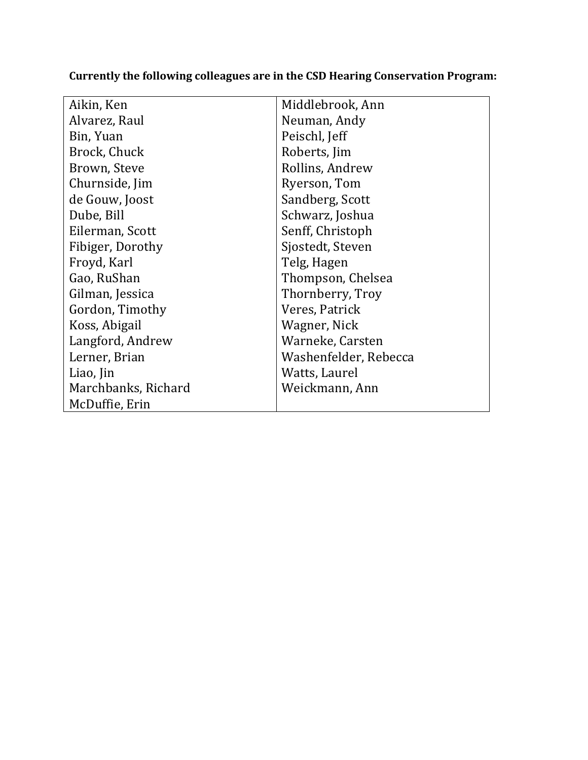**Currently the following colleagues are in the CSD Hearing Conservation Program:**

| | |
|---|---|
| Aikin, Ken | Middlebrook, Ann |
| Alvarez, Raul | Neuman, Andy |
| Bin, Yuan | Peischl, Jeff |
| Brock, Chuck | Roberts, Jim |
| Brown, Steve | Rollins, Andrew |
| Churnside, Jim | Ryerson, Tom |
| de Gouw, Joost | Sandberg, Scott |
| Dube, Bill | Schwarz, Joshua |
| Eilerman, Scott | Senff, Christoph |
| Fibiger, Dorothy | Sjostedt, Steven |
| Froyd, Karl | Telg, Hagen |
| Gao, RuShan | Thompson, Chelsea |
| Gilman, Jessica | Thornberry, Troy |
| Gordon, Timothy | Veres, Patrick |
| Koss, Abigail | Wagner, Nick |
| Langford, Andrew | Warneke, Carsten |
| Lerner, Brian | Washenfelder, Rebecca |
| Liao, Jin | Watts, Laurel |
| Marchbanks, Richard | Weickmann, Ann |
| McDuffie, Erin | |